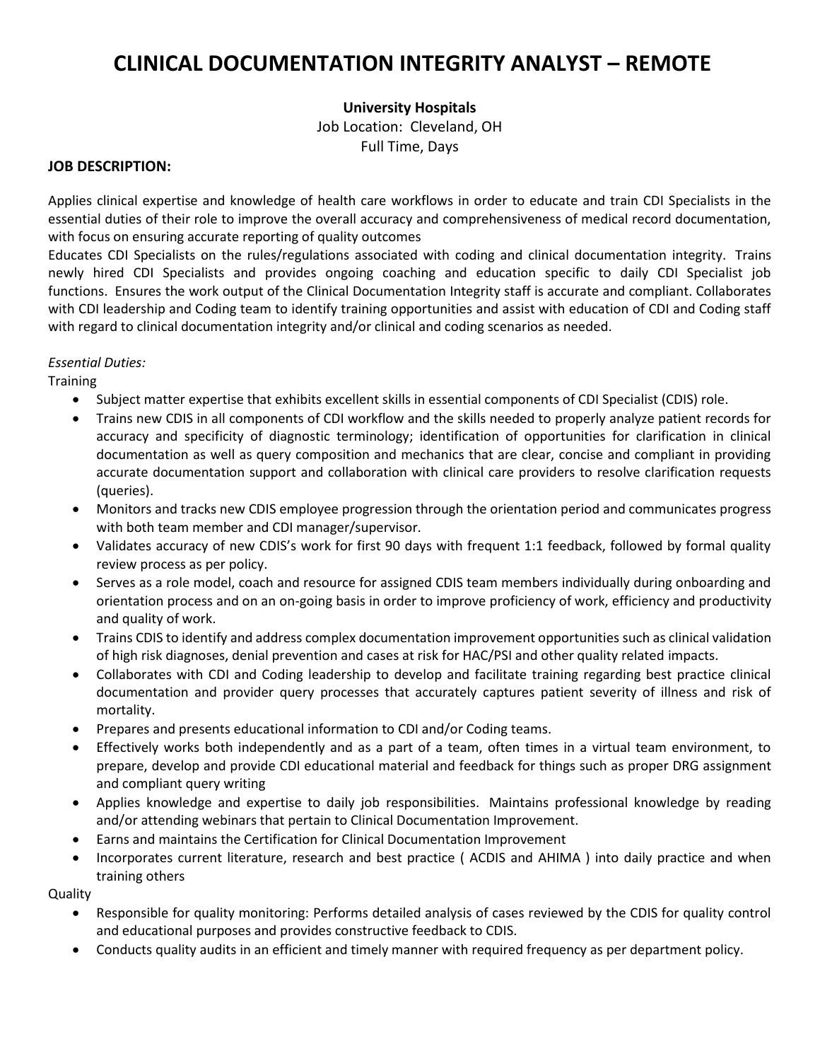# CLINICAL DOCUMENTATION INTEGRITY ANALYST – REMOTE

**University Hospitals**

Job Location: Cleveland, OH

Full Time, Days

**JOB DESCRIPTION:**

Applies clinical expertise and knowledge of health care workflows in order to educate and train CDI Specialists in the essential duties of their role to improve the overall accuracy and comprehensiveness of medical record documentation, with focus on ensuring accurate reporting of quality outcomes

Educates CDI Specialists on the rules/regulations associated with coding and clinical documentation integrity. Trains newly hired CDI Specialists and provides ongoing coaching and education specific to daily CDI Specialist job functions. Ensures the work output of the Clinical Documentation Integrity staff is accurate and compliant. Collaborates with CDI leadership and Coding team to identify training opportunities and assist with education of CDI and Coding staff with regard to clinical documentation integrity and/or clinical and coding scenarios as needed.

*Essential Duties:*

Training

- Subject matter expertise that exhibits excellent skills in essential components of CDI Specialist (CDIS) role.
- Trains new CDIS in all components of CDI workflow and the skills needed to properly analyze patient records for accuracy and specificity of diagnostic terminology; identification of opportunities for clarification in clinical documentation as well as query composition and mechanics that are clear, concise and compliant in providing accurate documentation support and collaboration with clinical care providers to resolve clarification requests (queries).
- Monitors and tracks new CDIS employee progression through the orientation period and communicates progress with both team member and CDI manager/supervisor.
- Validates accuracy of new CDIS's work for first 90 days with frequent 1:1 feedback, followed by formal quality review process as per policy.
- Serves as a role model, coach and resource for assigned CDIS team members individually during onboarding and orientation process and on an on-going basis in order to improve proficiency of work, efficiency and productivity and quality of work.
- Trains CDIS to identify and address complex documentation improvement opportunities such as clinical validation of high risk diagnoses, denial prevention and cases at risk for HAC/PSI and other quality related impacts.
- Collaborates with CDI and Coding leadership to develop and facilitate training regarding best practice clinical documentation and provider query processes that accurately captures patient severity of illness and risk of mortality.
- Prepares and presents educational information to CDI and/or Coding teams.
- Effectively works both independently and as a part of a team, often times in a virtual team environment, to prepare, develop and provide CDI educational material and feedback for things such as proper DRG assignment and compliant query writing
- Applies knowledge and expertise to daily job responsibilities. Maintains professional knowledge by reading and/or attending webinars that pertain to Clinical Documentation Improvement.
- Earns and maintains the Certification for Clinical Documentation Improvement
- Incorporates current literature, research and best practice ( ACDIS and AHIMA ) into daily practice and when training others

Quality

- Responsible for quality monitoring: Performs detailed analysis of cases reviewed by the CDIS for quality control and educational purposes and provides constructive feedback to CDIS.
- Conducts quality audits in an efficient and timely manner with required frequency as per department policy.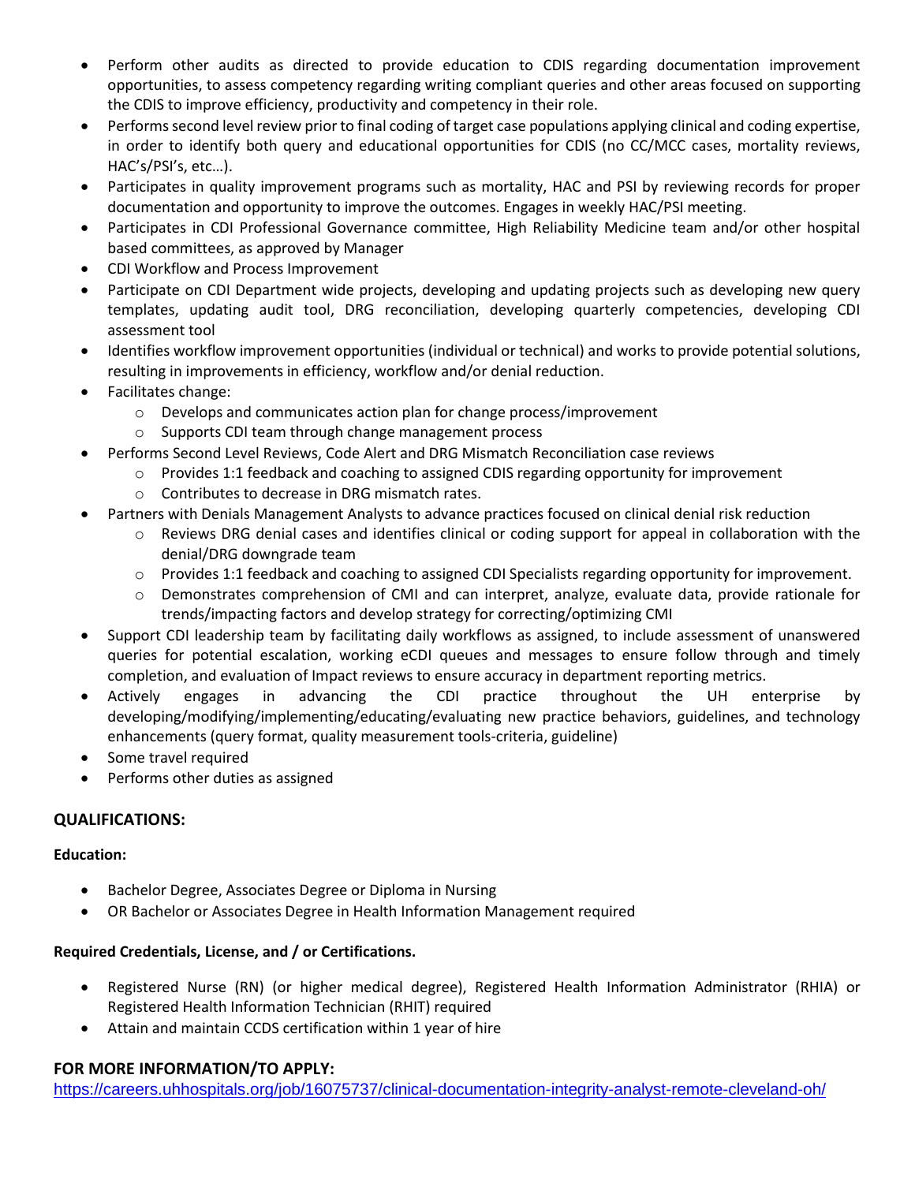- Perform other audits as directed to provide education to CDIS regarding documentation improvement opportunities, to assess competency regarding writing compliant queries and other areas focused on supporting the CDIS to improve efficiency, productivity and competency in their role.
- Performs second level review prior to final coding of target case populations applying clinical and coding expertise, in order to identify both query and educational opportunities for CDIS (no CC/MCC cases, mortality reviews, HAC's/PSI's, etc…).
- Participates in quality improvement programs such as mortality, HAC and PSI by reviewing records for proper documentation and opportunity to improve the outcomes. Engages in weekly HAC/PSI meeting.
- Participates in CDI Professional Governance committee, High Reliability Medicine team and/or other hospital based committees, as approved by Manager
- CDI Workflow and Process Improvement
- Participate on CDI Department wide projects, developing and updating projects such as developing new query templates, updating audit tool, DRG reconciliation, developing quarterly competencies, developing CDI assessment tool
- Identifies workflow improvement opportunities (individual or technical) and works to provide potential solutions, resulting in improvements in efficiency, workflow and/or denial reduction.
- Facilitates change:
  - Develops and communicates action plan for change process/improvement
  - Supports CDI team through change management process
- Performs Second Level Reviews, Code Alert and DRG Mismatch Reconciliation case reviews
  - Provides 1:1 feedback and coaching to assigned CDIS regarding opportunity for improvement
  - Contributes to decrease in DRG mismatch rates.
- Partners with Denials Management Analysts to advance practices focused on clinical denial risk reduction
  - Reviews DRG denial cases and identifies clinical or coding support for appeal in collaboration with the denial/DRG downgrade team
  - Provides 1:1 feedback and coaching to assigned CDI Specialists regarding opportunity for improvement.
  - Demonstrates comprehension of CMI and can interpret, analyze, evaluate data, provide rationale for trends/impacting factors and develop strategy for correcting/optimizing CMI
- Support CDI leadership team by facilitating daily workflows as assigned, to include assessment of unanswered queries for potential escalation, working eCDI queues and messages to ensure follow through and timely completion, and evaluation of Impact reviews to ensure accuracy in department reporting metrics.
- Actively engages in advancing the CDI practice throughout the UH enterprise by developing/modifying/implementing/educating/evaluating new practice behaviors, guidelines, and technology enhancements (query format, quality measurement tools-criteria, guideline)
- Some travel required
- Performs other duties as assigned

## QUALIFICATIONS:

**Education:**

- Bachelor Degree, Associates Degree or Diploma in Nursing
- OR Bachelor or Associates Degree in Health Information Management required

**Required Credentials, License, and / or Certifications.**

- Registered Nurse (RN) (or higher medical degree), Registered Health Information Administrator (RHIA) or Registered Health Information Technician (RHIT) required
- Attain and maintain CCDS certification within 1 year of hire

## FOR MORE INFORMATION/TO APPLY:

https://careers.uhhospitals.org/job/16075737/clinical-documentation-integrity-analyst-remote-cleveland-oh/